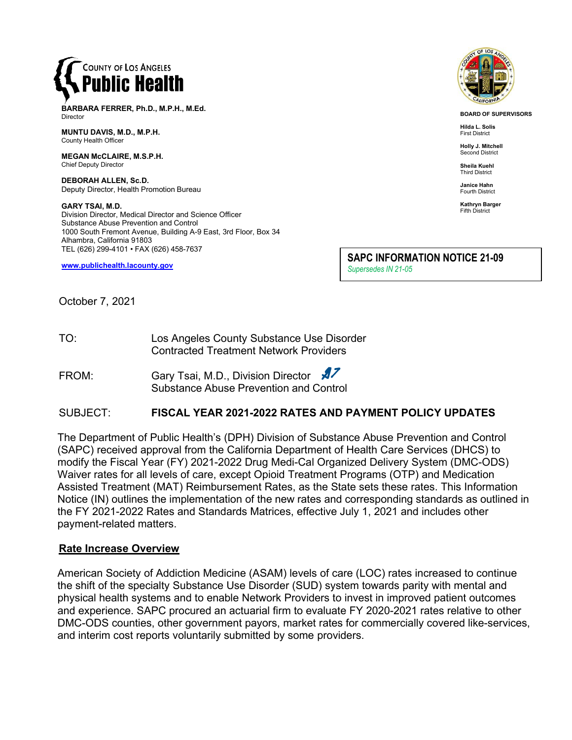COUNTY OF LOS ANGELES
**Public Health**

**BARBARA FERRER, Ph.D., M.P.H., M.Ed.**
Director

**MUNTU DAVIS, M.D., M.P.H.**
County Health Officer

**MEGAN McCLAIRE, M.S.P.H.**
Chief Deputy Director

**DEBORAH ALLEN, Sc.D.**
Deputy Director, Health Promotion Bureau

**GARY TSAI, M.D.**
Division Director, Medical Director and Science Officer
Substance Abuse Prevention and Control
1000 South Fremont Avenue, Building A-9 East, 3rd Floor, Box 34
Alhambra, California 91803
TEL (626) 299-4101 • FAX (626) 458-7637

**www.publichealth.lacounty.gov**

**BOARD OF SUPERVISORS**

**Hilda L. Solis**
First District

**Holly J. Mitchell**
Second District

**Sheila Kuehl**
Third District

**Janice Hahn**
Fourth District

**Kathryn Barger**
Fifth District

**SAPC INFORMATION NOTICE 21-09**
*Supersedes IN 21-05*

October 7, 2021

TO: Los Angeles County Substance Use Disorder Contracted Treatment Network Providers

FROM: Gary Tsai, M.D., Division Director
Substance Abuse Prevention and Control

SUBJECT: **FISCAL YEAR 2021-2022 RATES AND PAYMENT POLICY UPDATES**

The Department of Public Health's (DPH) Division of Substance Abuse Prevention and Control (SAPC) received approval from the California Department of Health Care Services (DHCS) to modify the Fiscal Year (FY) 2021-2022 Drug Medi-Cal Organized Delivery System (DMC-ODS) Waiver rates for all levels of care, except Opioid Treatment Programs (OTP) and Medication Assisted Treatment (MAT) Reimbursement Rates, as the State sets these rates. This Information Notice (IN) outlines the implementation of the new rates and corresponding standards as outlined in the FY 2021-2022 Rates and Standards Matrices, effective July 1, 2021 and includes other payment-related matters.

## Rate Increase Overview

American Society of Addiction Medicine (ASAM) levels of care (LOC) rates increased to continue the shift of the specialty Substance Use Disorder (SUD) system towards parity with mental and physical health systems and to enable Network Providers to invest in improved patient outcomes and experience. SAPC procured an actuarial firm to evaluate FY 2020-2021 rates relative to other DMC-ODS counties, other government payors, market rates for commercially covered like-services, and interim cost reports voluntarily submitted by some providers.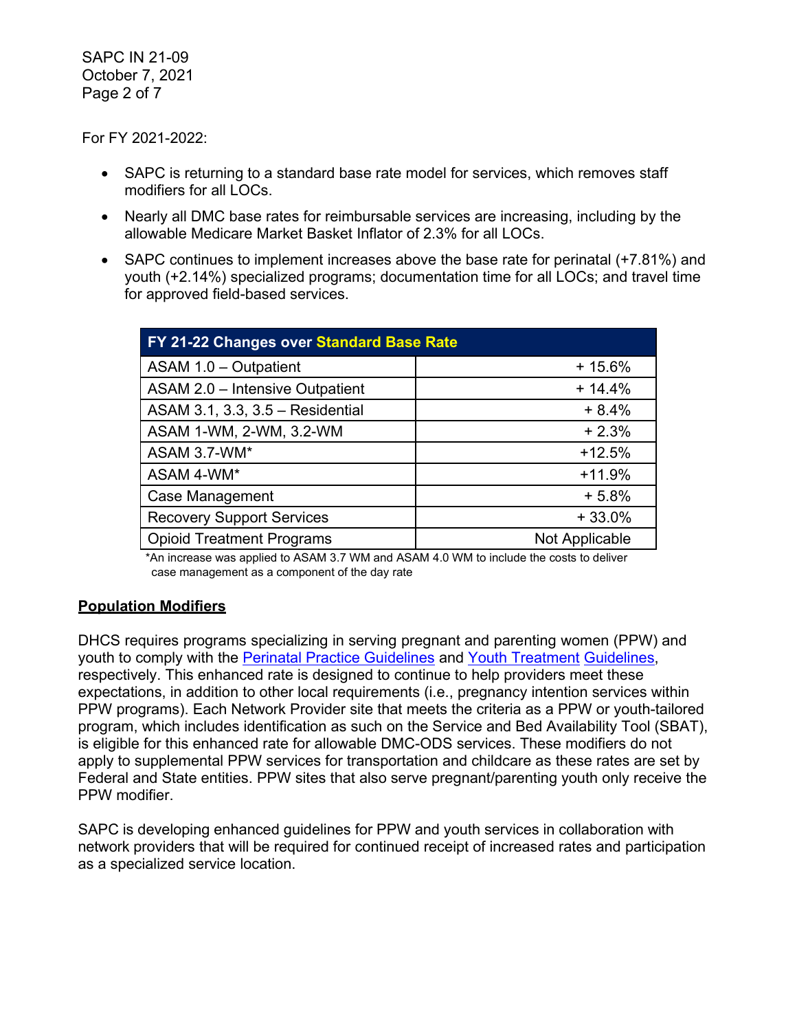For FY 2021-2022:

- SAPC is returning to a standard base rate model for services, which removes staff modifiers for all LOCs.
- Nearly all DMC base rates for reimbursable services are increasing, including by the allowable Medicare Market Basket Inflator of 2.3% for all LOCs.
- SAPC continues to implement increases above the base rate for perinatal (+7.81%) and youth (+2.14%) specialized programs; documentation time for all LOCs; and travel time for approved field-based services.

| FY 21-22 Changes over Standard Base Rate | |
|---|---|
| ASAM 1.0 – Outpatient | + 15.6% |
| ASAM 2.0 – Intensive Outpatient | + 14.4% |
| ASAM 3.1, 3.3, 3.5 – Residential | + 8.4% |
| ASAM 1-WM, 2-WM, 3.2-WM | + 2.3% |
| ASAM 3.7-WM* | +12.5% |
| ASAM 4-WM* | +11.9% |
| Case Management | + 5.8% |
| Recovery Support Services | + 33.0% |
| Opioid Treatment Programs | Not Applicable |

*An increase was applied to ASAM 3.7 WM and ASAM 4.0 WM to include the costs to deliver case management as a component of the day rate

## Population Modifiers

DHCS requires programs specializing in serving pregnant and parenting women (PPW) and youth to comply with the Perinatal Practice Guidelines and Youth Treatment Guidelines, respectively. This enhanced rate is designed to continue to help providers meet these expectations, in addition to other local requirements (i.e., pregnancy intention services within PPW programs). Each Network Provider site that meets the criteria as a PPW or youth-tailored program, which includes identification as such on the Service and Bed Availability Tool (SBAT), is eligible for this enhanced rate for allowable DMC-ODS services. These modifiers do not apply to supplemental PPW services for transportation and childcare as these rates are set by Federal and State entities. PPW sites that also serve pregnant/parenting youth only receive the PPW modifier.

SAPC is developing enhanced guidelines for PPW and youth services in collaboration with network providers that will be required for continued receipt of increased rates and participation as a specialized service location.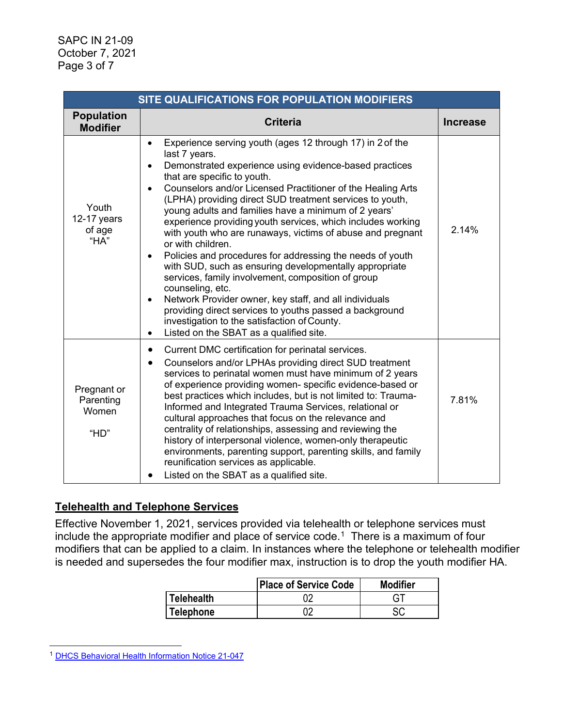| SITE QUALIFICATIONS FOR POPULATION MODIFIERS | | |
|---|---|---|
| **Population Modifier** | **Criteria** | **Increase** |
| Youth 12-17 years of age "HA" | • Experience serving youth (ages 12 through 17) in 2 of the last 7 years.<br>• Demonstrated experience using evidence-based practices that are specific to youth.<br>• Counselors and/or Licensed Practitioner of the Healing Arts (LPHA) providing direct SUD treatment services to youth, young adults and families have a minimum of 2 years' experience providing youth services, which includes working with youth who are runaways, victims of abuse and pregnant or with children.<br>• Policies and procedures for addressing the needs of youth with SUD, such as ensuring developmentally appropriate services, family involvement, composition of group counseling, etc.<br>• Network Provider owner, key staff, and all individuals providing direct services to youths passed a background investigation to the satisfaction of County.<br>• Listed on the SBAT as a qualified site. | 2.14% |
| Pregnant or Parenting Women "HD" | • Current DMC certification for perinatal services.<br>• Counselors and/or LPHAs providing direct SUD treatment services to perinatal women must have minimum of 2 years of experience providing women- specific evidence-based or best practices which includes, but is not limited to: Trauma-Informed and Integrated Trauma Services, relational or cultural approaches that focus on the relevance and centrality of relationships, assessing and reviewing the history of interpersonal violence, women-only therapeutic environments, parenting support, parenting skills, and family reunification services as applicable.<br>• Listed on the SBAT as a qualified site. | 7.81% |

## Telehealth and Telephone Services

Effective November 1, 2021, services provided via telehealth or telephone services must include the appropriate modifier and place of service code.[1] There is a maximum of four modifiers that can be applied to a claim. In instances where the telephone or telehealth modifier is needed and supersedes the four modifier max, instruction is to drop the youth modifier HA.

| | Place of Service Code | Modifier |
|---|---|---|
| **Telehealth** | 02 | GT |
| **Telephone** | 02 | SC |

[1] DHCS Behavioral Health Information Notice 21-047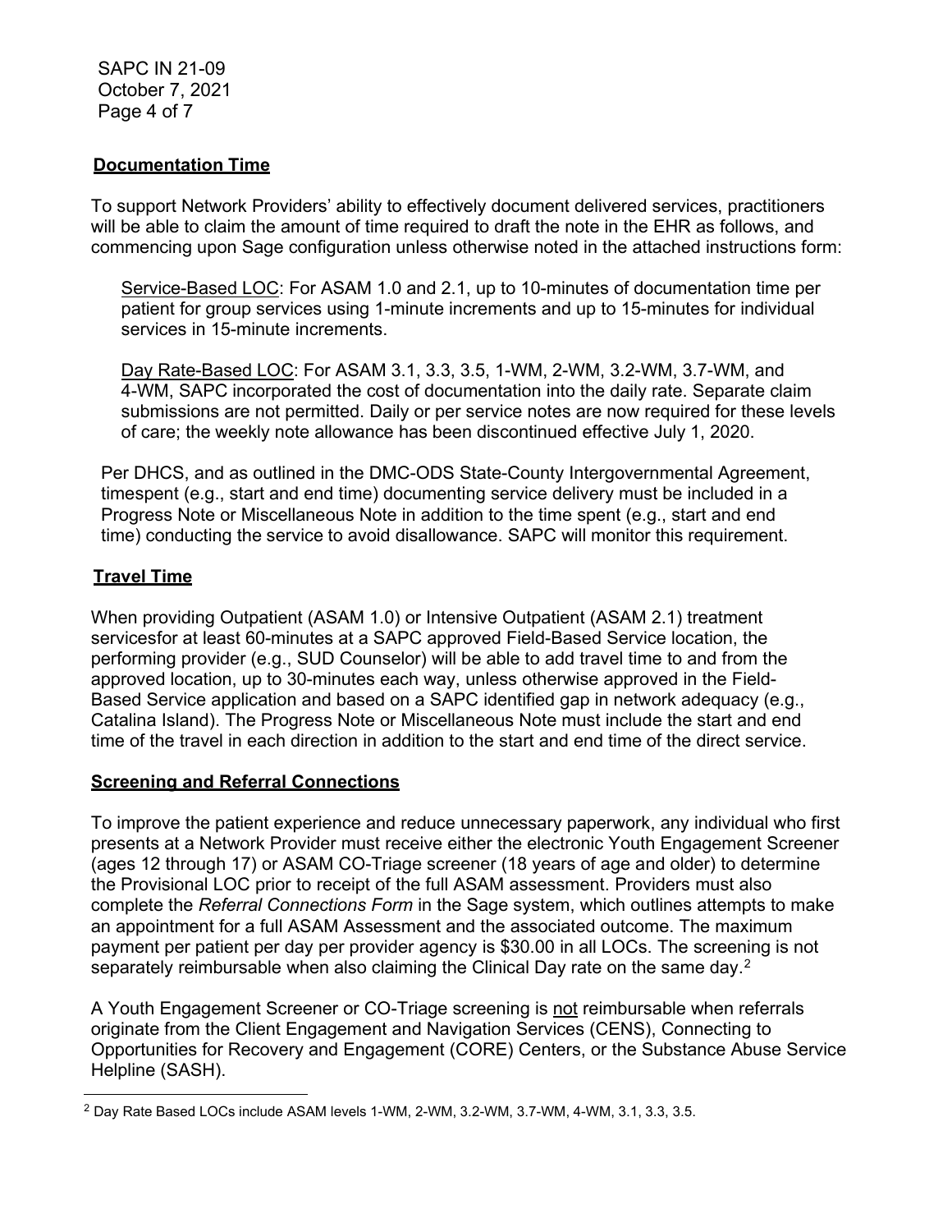## Documentation Time

To support Network Providers' ability to effectively document delivered services, practitioners will be able to claim the amount of time required to draft the note in the EHR as follows, and commencing upon Sage configuration unless otherwise noted in the attached instructions form:

Service-Based LOC: For ASAM 1.0 and 2.1, up to 10-minutes of documentation time per patient for group services using 1-minute increments and up to 15-minutes for individual services in 15-minute increments.

Day Rate-Based LOC: For ASAM 3.1, 3.3, 3.5, 1-WM, 2-WM, 3.2-WM, 3.7-WM, and 4-WM, SAPC incorporated the cost of documentation into the daily rate. Separate claim submissions are not permitted. Daily or per service notes are now required for these levels of care; the weekly note allowance has been discontinued effective July 1, 2020.

Per DHCS, and as outlined in the DMC-ODS State-County Intergovernmental Agreement, timespent (e.g., start and end time) documenting service delivery must be included in a Progress Note or Miscellaneous Note in addition to the time spent (e.g., start and end time) conducting the service to avoid disallowance. SAPC will monitor this requirement.

## Travel Time

When providing Outpatient (ASAM 1.0) or Intensive Outpatient (ASAM 2.1) treatment servicesfor at least 60-minutes at a SAPC approved Field-Based Service location, the performing provider (e.g., SUD Counselor) will be able to add travel time to and from the approved location, up to 30-minutes each way, unless otherwise approved in the Field-Based Service application and based on a SAPC identified gap in network adequacy (e.g., Catalina Island). The Progress Note or Miscellaneous Note must include the start and end time of the travel in each direction in addition to the start and end time of the direct service.

## Screening and Referral Connections

To improve the patient experience and reduce unnecessary paperwork, any individual who first presents at a Network Provider must receive either the electronic Youth Engagement Screener (ages 12 through 17) or ASAM CO-Triage screener (18 years of age and older) to determine the Provisional LOC prior to receipt of the full ASAM assessment. Providers must also complete the *Referral Connections Form* in the Sage system, which outlines attempts to make an appointment for a full ASAM Assessment and the associated outcome. The maximum payment per patient per day per provider agency is $30.00 in all LOCs. The screening is not separately reimbursable when also claiming the Clinical Day rate on the same day.[2]

A Youth Engagement Screener or CO-Triage screening is not reimbursable when referrals originate from the Client Engagement and Navigation Services (CENS), Connecting to Opportunities for Recovery and Engagement (CORE) Centers, or the Substance Abuse Service Helpline (SASH).

[2] Day Rate Based LOCs include ASAM levels 1-WM, 2-WM, 3.2-WM, 3.7-WM, 4-WM, 3.1, 3.3, 3.5.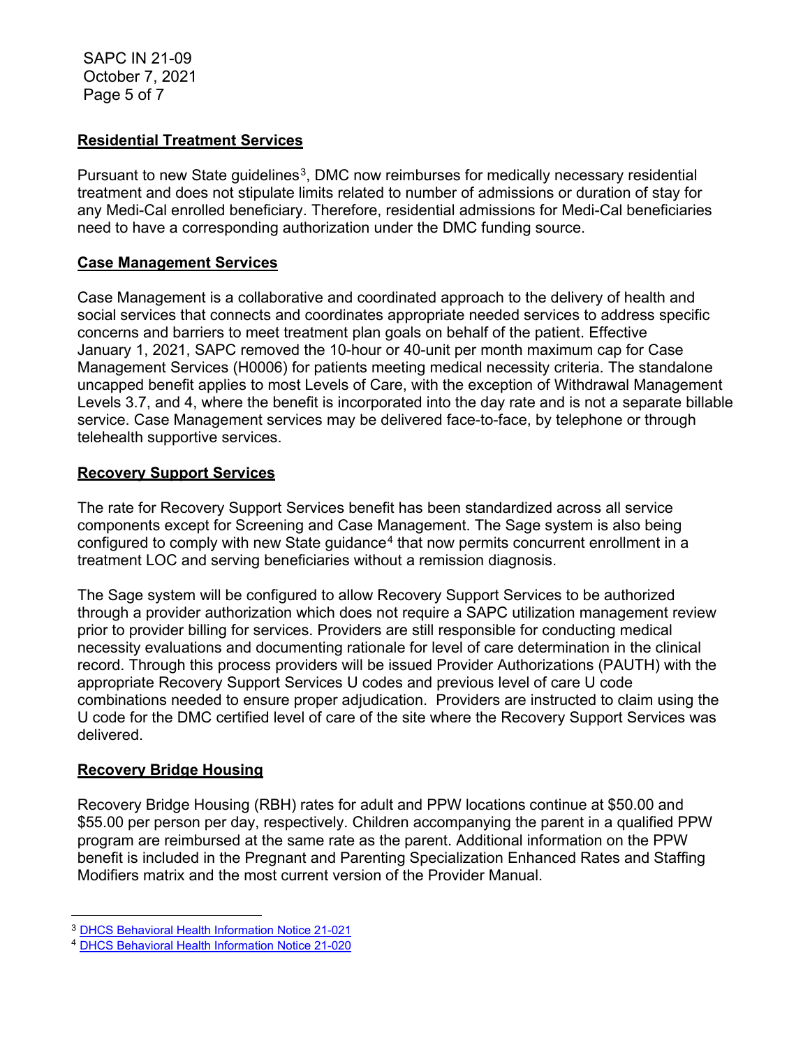**Residential Treatment Services**

Pursuant to new State guidelines[3], DMC now reimburses for medically necessary residential treatment and does not stipulate limits related to number of admissions or duration of stay for any Medi-Cal enrolled beneficiary. Therefore, residential admissions for Medi-Cal beneficiaries need to have a corresponding authorization under the DMC funding source.

**Case Management Services**

Case Management is a collaborative and coordinated approach to the delivery of health and social services that connects and coordinates appropriate needed services to address specific concerns and barriers to meet treatment plan goals on behalf of the patient. Effective January 1, 2021, SAPC removed the 10-hour or 40-unit per month maximum cap for Case Management Services (H0006) for patients meeting medical necessity criteria. The standalone uncapped benefit applies to most Levels of Care, with the exception of Withdrawal Management Levels 3.7, and 4, where the benefit is incorporated into the day rate and is not a separate billable service. Case Management services may be delivered face-to-face, by telephone or through telehealth supportive services.

**Recovery Support Services**

The rate for Recovery Support Services benefit has been standardized across all service components except for Screening and Case Management. The Sage system is also being configured to comply with new State guidance[4] that now permits concurrent enrollment in a treatment LOC and serving beneficiaries without a remission diagnosis.

The Sage system will be configured to allow Recovery Support Services to be authorized through a provider authorization which does not require a SAPC utilization management review prior to provider billing for services. Providers are still responsible for conducting medical necessity evaluations and documenting rationale for level of care determination in the clinical record. Through this process providers will be issued Provider Authorizations (PAUTH) with the appropriate Recovery Support Services U codes and previous level of care U code combinations needed to ensure proper adjudication. Providers are instructed to claim using the U code for the DMC certified level of care of the site where the Recovery Support Services was delivered.

**Recovery Bridge Housing**

Recovery Bridge Housing (RBH) rates for adult and PPW locations continue at $50.00 and $55.00 per person per day, respectively. Children accompanying the parent in a qualified PPW program are reimbursed at the same rate as the parent. Additional information on the PPW benefit is included in the Pregnant and Parenting Specialization Enhanced Rates and Staffing Modifiers matrix and the most current version of the Provider Manual.

---

[3] DHCS Behavioral Health Information Notice 21-021

[4] DHCS Behavioral Health Information Notice 21-020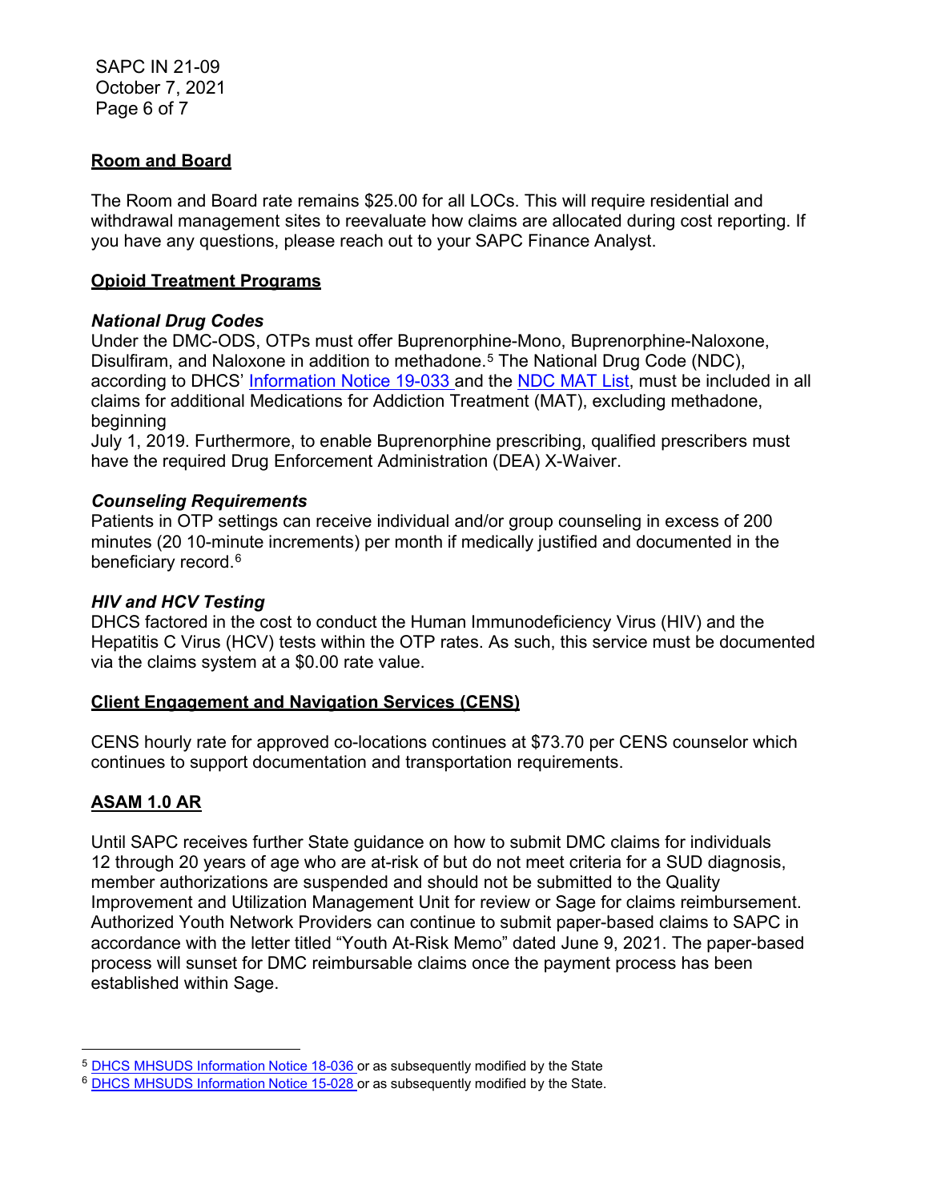## Room and Board

The Room and Board rate remains $25.00 for all LOCs. This will require residential and withdrawal management sites to reevaluate how claims are allocated during cost reporting. If you have any questions, please reach out to your SAPC Finance Analyst.

## Opioid Treatment Programs

### *National Drug Codes*

Under the DMC-ODS, OTPs must offer Buprenorphine-Mono, Buprenorphine-Naloxone, Disulfiram, and Naloxone in addition to methadone.[5] The National Drug Code (NDC), according to DHCS' Information Notice 19-033 and the NDC MAT List, must be included in all claims for additional Medications for Addiction Treatment (MAT), excluding methadone, beginning July 1, 2019. Furthermore, to enable Buprenorphine prescribing, qualified prescribers must have the required Drug Enforcement Administration (DEA) X-Waiver.

### *Counseling Requirements*

Patients in OTP settings can receive individual and/or group counseling in excess of 200 minutes (20 10-minute increments) per month if medically justified and documented in the beneficiary record.[6]

### *HIV and HCV Testing*

DHCS factored in the cost to conduct the Human Immunodeficiency Virus (HIV) and the Hepatitis C Virus (HCV) tests within the OTP rates. As such, this service must be documented via the claims system at a $0.00 rate value.

## Client Engagement and Navigation Services (CENS)

CENS hourly rate for approved co-locations continues at $73.70 per CENS counselor which continues to support documentation and transportation requirements.

## ASAM 1.0 AR

Until SAPC receives further State guidance on how to submit DMC claims for individuals 12 through 20 years of age who are at-risk of but do not meet criteria for a SUD diagnosis, member authorizations are suspended and should not be submitted to the Quality Improvement and Utilization Management Unit for review or Sage for claims reimbursement. Authorized Youth Network Providers can continue to submit paper-based claims to SAPC in accordance with the letter titled "Youth At-Risk Memo" dated June 9, 2021. The paper-based process will sunset for DMC reimbursable claims once the payment process has been established within Sage.

---

[5] DHCS MHSUDS Information Notice 18-036 or as subsequently modified by the State

[6] DHCS MHSUDS Information Notice 15-028 or as subsequently modified by the State.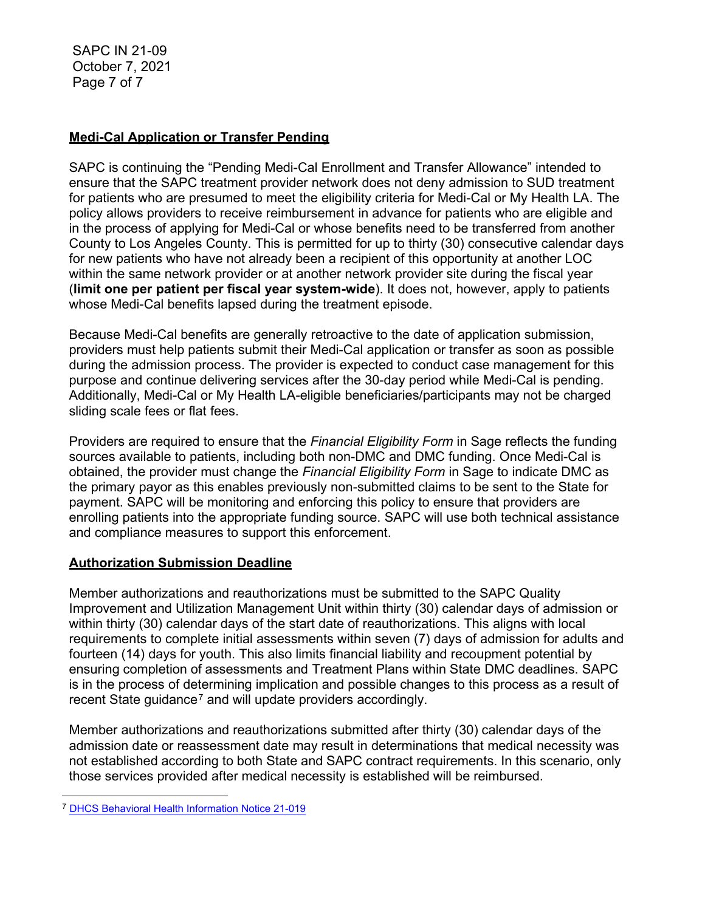## Medi-Cal Application or Transfer Pending

SAPC is continuing the "Pending Medi-Cal Enrollment and Transfer Allowance" intended to ensure that the SAPC treatment provider network does not deny admission to SUD treatment for patients who are presumed to meet the eligibility criteria for Medi-Cal or My Health LA. The policy allows providers to receive reimbursement in advance for patients who are eligible and in the process of applying for Medi-Cal or whose benefits need to be transferred from another County to Los Angeles County. This is permitted for up to thirty (30) consecutive calendar days for new patients who have not already been a recipient of this opportunity at another LOC within the same network provider or at another network provider site during the fiscal year (**limit one per patient per fiscal year system-wide**). It does not, however, apply to patients whose Medi-Cal benefits lapsed during the treatment episode.

Because Medi-Cal benefits are generally retroactive to the date of application submission, providers must help patients submit their Medi-Cal application or transfer as soon as possible during the admission process. The provider is expected to conduct case management for this purpose and continue delivering services after the 30-day period while Medi-Cal is pending. Additionally, Medi-Cal or My Health LA-eligible beneficiaries/participants may not be charged sliding scale fees or flat fees.

Providers are required to ensure that the *Financial Eligibility Form* in Sage reflects the funding sources available to patients, including both non-DMC and DMC funding. Once Medi-Cal is obtained, the provider must change the *Financial Eligibility Form* in Sage to indicate DMC as the primary payor as this enables previously non-submitted claims to be sent to the State for payment. SAPC will be monitoring and enforcing this policy to ensure that providers are enrolling patients into the appropriate funding source. SAPC will use both technical assistance and compliance measures to support this enforcement.

## Authorization Submission Deadline

Member authorizations and reauthorizations must be submitted to the SAPC Quality Improvement and Utilization Management Unit within thirty (30) calendar days of admission or within thirty (30) calendar days of the start date of reauthorizations. This aligns with local requirements to complete initial assessments within seven (7) days of admission for adults and fourteen (14) days for youth. This also limits financial liability and recoupment potential by ensuring completion of assessments and Treatment Plans within State DMC deadlines. SAPC is in the process of determining implication and possible changes to this process as a result of recent State guidance[7] and will update providers accordingly.

Member authorizations and reauthorizations submitted after thirty (30) calendar days of the admission date or reassessment date may result in determinations that medical necessity was not established according to both State and SAPC contract requirements. In this scenario, only those services provided after medical necessity is established will be reimbursed.

[7] DHCS Behavioral Health Information Notice 21-019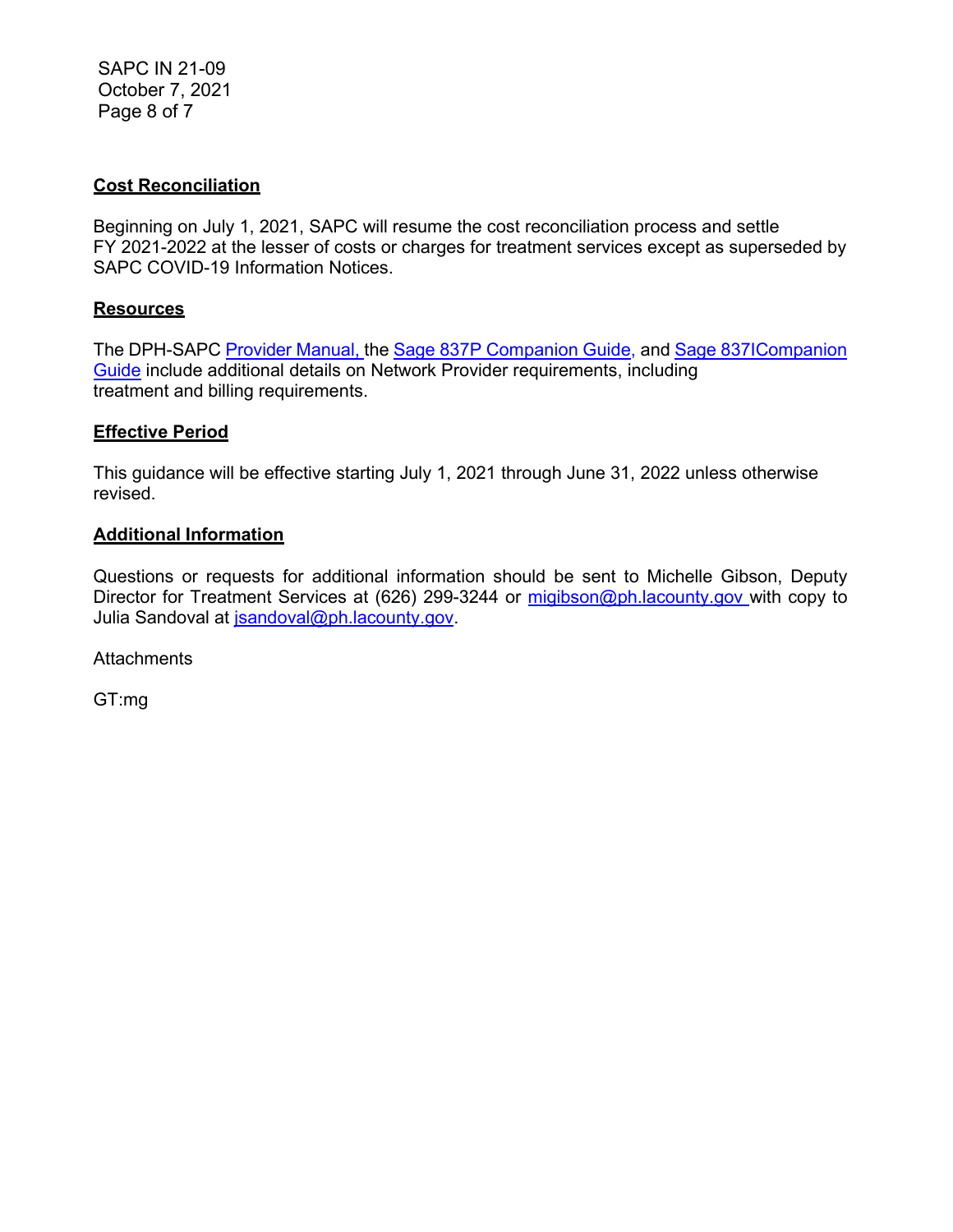**Cost Reconciliation**

Beginning on July 1, 2021, SAPC will resume the cost reconciliation process and settle FY 2021-2022 at the lesser of costs or charges for treatment services except as superseded by SAPC COVID-19 Information Notices.

**Resources**

The DPH-SAPC Provider Manual, the Sage 837P Companion Guide, and Sage 837ICompanion Guide include additional details on Network Provider requirements, including treatment and billing requirements.

**Effective Period**

This guidance will be effective starting July 1, 2021 through June 31, 2022 unless otherwise revised.

**Additional Information**

Questions or requests for additional information should be sent to Michelle Gibson, Deputy Director for Treatment Services at (626) 299-3244 or migibson@ph.lacounty.gov with copy to Julia Sandoval at jsandoval@ph.lacounty.gov.

Attachments

GT:mg